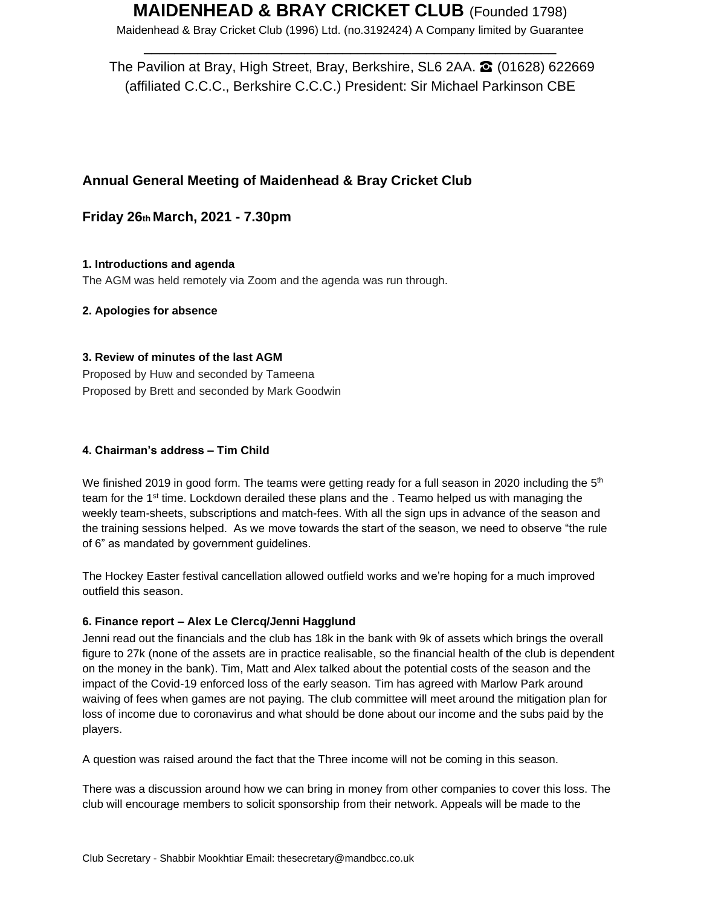# MAIDENHEAD & BRAY CRICKET CLUB (Founded 1798)

Maidenhead & Bray Cricket Club (1996) Ltd. (no.3192424) A Company limited by Guarantee

---

The Pavilion at Bray, High Street, Bray, Berkshire, SL6 2AA. ☎ (01628) 622669
(affiliated C.C.C., Berkshire C.C.C.) President: Sir Michael Parkinson CBE

## Annual General Meeting of Maidenhead & Bray Cricket Club

## Friday 26th March, 2021 - 7.30pm

**1. Introductions and agenda**

The AGM was held remotely via Zoom and the agenda was run through.

**2. Apologies for absence**

**3. Review of minutes of the last AGM**

Proposed by Huw and seconded by Tameena
Proposed by Brett and seconded by Mark Goodwin

**4. Chairman's address – Tim Child**

We finished 2019 in good form. The teams were getting ready for a full season in 2020 including the 5th team for the 1st time. Lockdown derailed these plans and the . Teamo helped us with managing the weekly team-sheets, subscriptions and match-fees. With all the sign ups in advance of the season and the training sessions helped. As we move towards the start of the season, we need to observe "the rule of 6" as mandated by government guidelines.

The Hockey Easter festival cancellation allowed outfield works and we're hoping for a much improved outfield this season.

**6. Finance report – Alex Le Clercq/Jenni Hagglund**

Jenni read out the financials and the club has 18k in the bank with 9k of assets which brings the overall figure to 27k (none of the assets are in practice realisable, so the financial health of the club is dependent on the money in the bank). Tim, Matt and Alex talked about the potential costs of the season and the impact of the Covid-19 enforced loss of the early season. Tim has agreed with Marlow Park around waiving of fees when games are not paying. The club committee will meet around the mitigation plan for loss of income due to coronavirus and what should be done about our income and the subs paid by the players.

A question was raised around the fact that the Three income will not be coming in this season.

There was a discussion around how we can bring in money from other companies to cover this loss. The club will encourage members to solicit sponsorship from their network. Appeals will be made to the

Club Secretary - Shabbir Mookhtiar Email: thesecretary@mandbcc.co.uk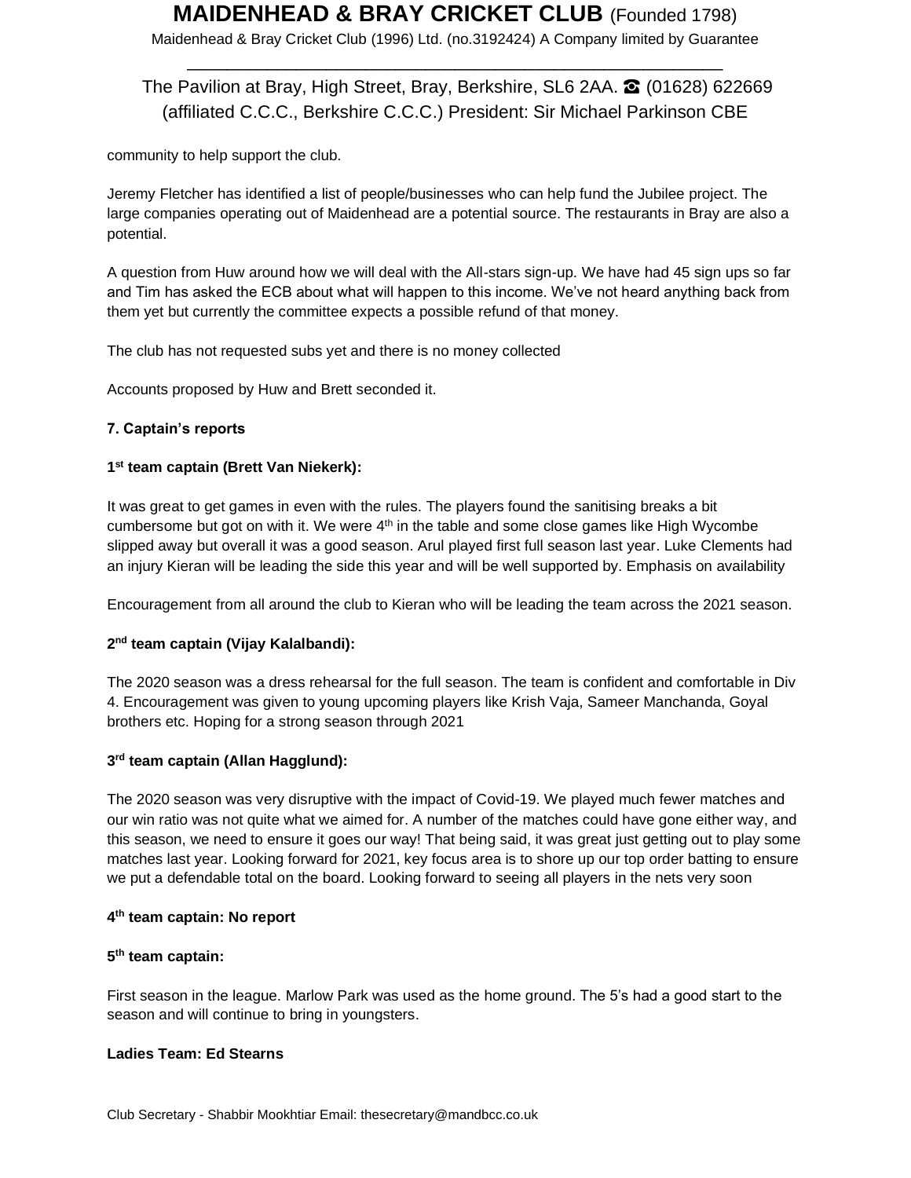community to help support the club.

Jeremy Fletcher has identified a list of people/businesses who can help fund the Jubilee project. The large companies operating out of Maidenhead are a potential source. The restaurants in Bray are also a potential.

A question from Huw around how we will deal with the All-stars sign-up. We have had 45 sign ups so far and Tim has asked the ECB about what will happen to this income. We've not heard anything back from them yet but currently the committee expects a possible refund of that money.

The club has not requested subs yet and there is no money collected

Accounts proposed by Huw and Brett seconded it.

**7. Captain's reports**

**1st team captain (Brett Van Niekerk):**

It was great to get games in even with the rules. The players found the sanitising breaks a bit cumbersome but got on with it. We were 4th in the table and some close games like High Wycombe slipped away but overall it was a good season. Arul played first full season last year. Luke Clements had an injury Kieran will be leading the side this year and will be well supported by. Emphasis on availability

Encouragement from all around the club to Kieran who will be leading the team across the 2021 season.

**2nd team captain (Vijay Kalalbandi):**

The 2020 season was a dress rehearsal for the full season. The team is confident and comfortable in Div 4. Encouragement was given to young upcoming players like Krish Vaja, Sameer Manchanda, Goyal brothers etc. Hoping for a strong season through 2021

**3rd team captain (Allan Hagglund):**

The 2020 season was very disruptive with the impact of Covid-19. We played much fewer matches and our win ratio was not quite what we aimed for. A number of the matches could have gone either way, and this season, we need to ensure it goes our way! That being said, it was great just getting out to play some matches last year. Looking forward for 2021, key focus area is to shore up our top order batting to ensure we put a defendable total on the board. Looking forward to seeing all players in the nets very soon

**4th team captain: No report**

**5th team captain:**

First season in the league. Marlow Park was used as the home ground. The 5's had a good start to the season and will continue to bring in youngsters.

**Ladies Team: Ed Stearns**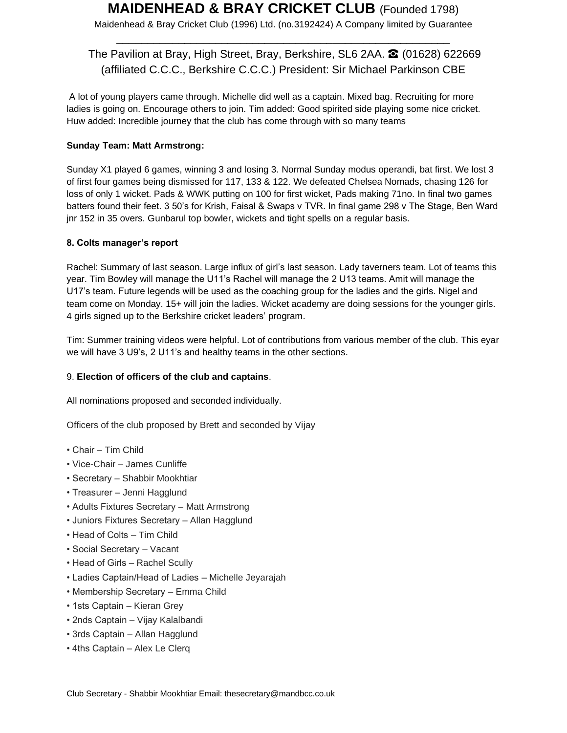A lot of young players came through. Michelle did well as a captain. Mixed bag. Recruiting for more ladies is going on. Encourage others to join. Tim added: Good spirited side playing some nice cricket. Huw added: Incredible journey that the club has come through with so many teams

**Sunday Team: Matt Armstrong:**

Sunday X1 played 6 games, winning 3 and losing 3. Normal Sunday modus operandi, bat first. We lost 3 of first four games being dismissed for 117, 133 & 122. We defeated Chelsea Nomads, chasing 126 for loss of only 1 wicket. Pads & WWK putting on 100 for first wicket, Pads making 71no. In final two games batters found their feet. 3 50's for Krish, Faisal & Swaps v TVR. In final game 298 v The Stage, Ben Ward jnr 152 in 35 overs. Gunbarul top bowler, wickets and tight spells on a regular basis.

**8. Colts manager's report**

Rachel: Summary of last season. Large influx of girl's last season. Lady taverners team. Lot of teams this year. Tim Bowley will manage the U11's Rachel will manage the 2 U13 teams. Amit will manage the U17's team. Future legends will be used as the coaching group for the ladies and the girls. Nigel and team come on Monday. 15+ will join the ladies. Wicket academy are doing sessions for the younger girls. 4 girls signed up to the Berkshire cricket leaders' program.

Tim: Summer training videos were helpful. Lot of contributions from various member of the club. This eyar we will have 3 U9's, 2 U11's and healthy teams in the other sections.

9. **Election of officers of the club and captains**.

All nominations proposed and seconded individually.

Officers of the club proposed by Brett and seconded by Vijay

- Chair – Tim Child
- Vice-Chair – James Cunliffe
- Secretary – Shabbir Mookhtiar
- Treasurer – Jenni Hagglund
- Adults Fixtures Secretary – Matt Armstrong
- Juniors Fixtures Secretary – Allan Hagglund
- Head of Colts – Tim Child
- Social Secretary – Vacant
- Head of Girls – Rachel Scully
- Ladies Captain/Head of Ladies – Michelle Jeyarajah
- Membership Secretary – Emma Child
- 1sts Captain – Kieran Grey
- 2nds Captain – Vijay Kalalbandi
- 3rds Captain – Allan Hagglund
- 4ths Captain – Alex Le Clerq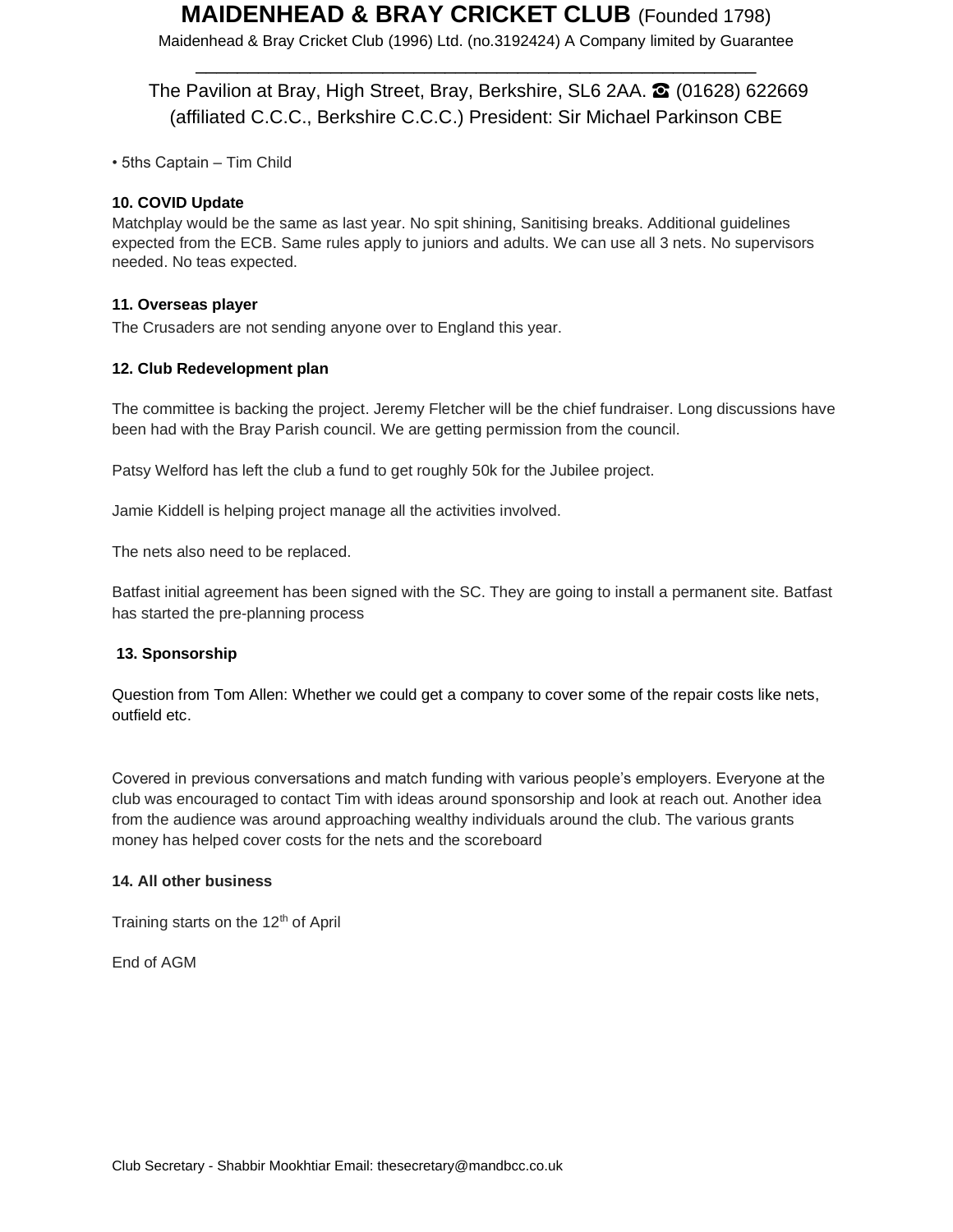- 5ths Captain – Tim Child

**10. COVID Update**

Matchplay would be the same as last year. No spit shining, Sanitising breaks. Additional guidelines expected from the ECB. Same rules apply to juniors and adults. We can use all 3 nets. No supervisors needed. No teas expected.

**11. Overseas player**

The Crusaders are not sending anyone over to England this year.

**12. Club Redevelopment plan**

The committee is backing the project. Jeremy Fletcher will be the chief fundraiser. Long discussions have been had with the Bray Parish council. We are getting permission from the council.

Patsy Welford has left the club a fund to get roughly 50k for the Jubilee project.

Jamie Kiddell is helping project manage all the activities involved.

The nets also need to be replaced.

Batfast initial agreement has been signed with the SC. They are going to install a permanent site. Batfast has started the pre-planning process

**13. Sponsorship**

Question from Tom Allen: Whether we could get a company to cover some of the repair costs like nets, outfield etc.

Covered in previous conversations and match funding with various people's employers. Everyone at the club was encouraged to contact Tim with ideas around sponsorship and look at reach out. Another idea from the audience was around approaching wealthy individuals around the club. The various grants money has helped cover costs for the nets and the scoreboard

**14. All other business**

Training starts on the 12th of April

End of AGM